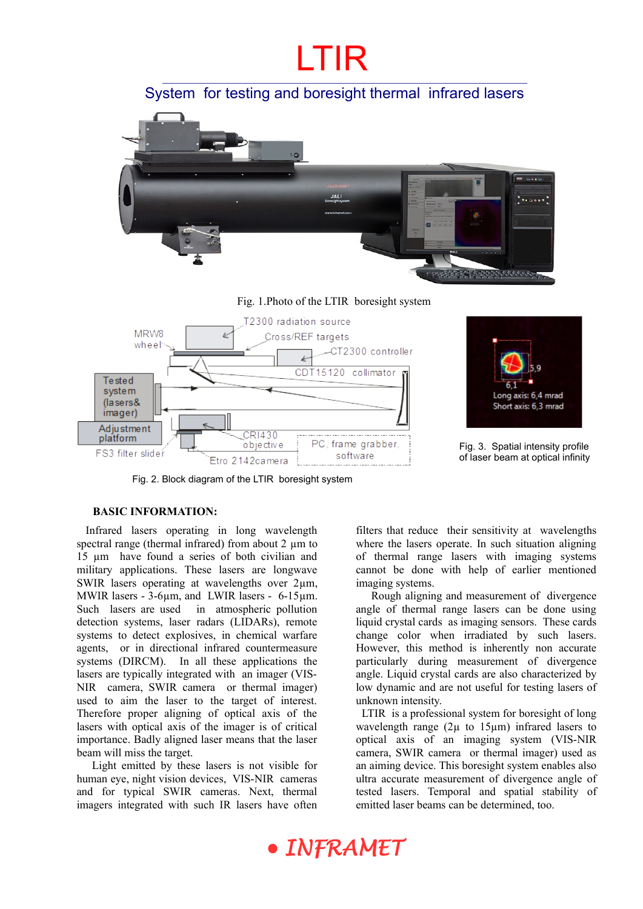# LTIR

## System for testing and boresight thermal infrared lasers

Fig. 1.Photo of the LTIR boresight system

Fig. 2. Block diagram of the LTIR boresight system

Fig. 3. Spatial intensity profile of laser beam at optical infinity

### BASIC INFORMATION:

Infrared lasers operating in long wavelength spectral range (thermal infrared) from about 2 µm to 15 µm have found a series of both civilian and military applications. These lasers are longwave SWIR lasers operating at wavelengths over 2µm, MWIR lasers - 3-6µm, and LWIR lasers - 6-15µm. Such lasers are used in atmospheric pollution detection systems, laser radars (LIDARs), remote systems to detect explosives, in chemical warfare agents, or in directional infrared countermeasure systems (DIRCM). In all these applications the lasers are typically integrated with an imager (VIS-NIR camera, SWIR camera or thermal imager) used to aim the laser to the target of interest. Therefore proper aligning of optical axis of the lasers with optical axis of the imager is of critical importance. Badly aligned laser means that the laser beam will miss the target.

Light emitted by these lasers is not visible for human eye, night vision devices, VIS-NIR cameras and for typical SWIR cameras. Next, thermal imagers integrated with such IR lasers have often filters that reduce their sensitivity at wavelengths where the lasers operate. In such situation aligning of thermal range lasers with imaging systems cannot be done with help of earlier mentioned imaging systems.

Rough aligning and measurement of divergence angle of thermal range lasers can be done using liquid crystal cards as imaging sensors. These cards change color when irradiated by such lasers. However, this method is inherently non accurate particularly during measurement of divergence angle. Liquid crystal cards are also characterized by low dynamic and are not useful for testing lasers of unknown intensity.

LTIR is a professional system for boresight of long wavelength range (2µ to 15µm) infrared lasers to optical axis of an imaging system (VIS-NIR camera, SWIR camera or thermal imager) used as an aiming device. This boresight system enables also ultra accurate measurement of divergence angle of tested lasers. Temporal and spatial stability of emitted laser beams can be determined, too.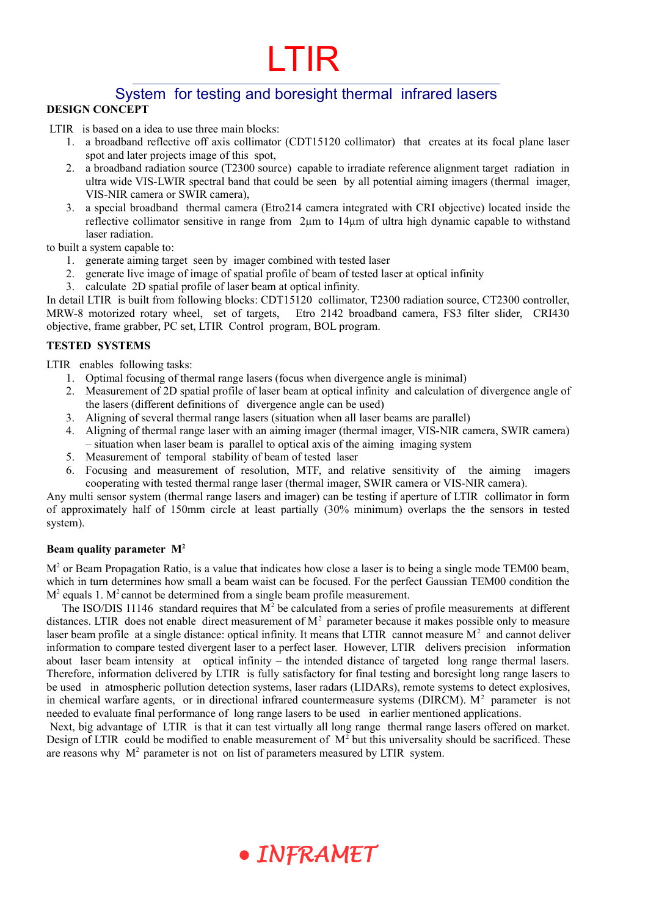# LTIR

## System for testing and boresight thermal infrared lasers

**DESIGN CONCEPT**

LTIR is based on a idea to use three main blocks:

1. a broadband reflective off axis collimator (CDT15120 collimator) that creates at its focal plane laser spot and later projects image of this spot,
2. a broadband radiation source (T2300 source) capable to irradiate reference alignment target radiation in ultra wide VIS-LWIR spectral band that could be seen by all potential aiming imagers (thermal imager, VIS-NIR camera or SWIR camera),
3. a special broadband thermal camera (Etro214 camera integrated with CRI objective) located inside the reflective collimator sensitive in range from 2μm to 14μm of ultra high dynamic capable to withstand laser radiation.

to built a system capable to:

1. generate aiming target seen by imager combined with tested laser
2. generate live image of image of spatial profile of beam of tested laser at optical infinity
3. calculate 2D spatial profile of laser beam at optical infinity.

In detail LTIR is built from following blocks: CDT15120 collimator, T2300 radiation source, CT2300 controller, MRW-8 motorized rotary wheel, set of targets, Etro 2142 broadband camera, FS3 filter slider, CRI430 objective, frame grabber, PC set, LTIR Control program, BOL program.

**TESTED SYSTEMS**

LTIR enables following tasks:

1. Optimal focusing of thermal range lasers (focus when divergence angle is minimal)
2. Measurement of 2D spatial profile of laser beam at optical infinity and calculation of divergence angle of the lasers (different definitions of divergence angle can be used)
3. Aligning of several thermal range lasers (situation when all laser beams are parallel)
4. Aligning of thermal range laser with an aiming imager (thermal imager, VIS-NIR camera, SWIR camera) – situation when laser beam is parallel to optical axis of the aiming imaging system
5. Measurement of temporal stability of beam of tested laser
6. Focusing and measurement of resolution, MTF, and relative sensitivity of the aiming imagers cooperating with tested thermal range laser (thermal imager, SWIR camera or VIS-NIR camera).

Any multi sensor system (thermal range lasers and imager) can be testing if aperture of LTIR collimator in form of approximately half of 150mm circle at least partially (30% minimum) overlaps the the sensors in tested system).

**Beam quality parameter $M^2$**

$M^2$ or Beam Propagation Ratio, is a value that indicates how close a laser is to being a single mode TEM00 beam, which in turn determines how small a beam waist can be focused. For the perfect Gaussian TEM00 condition the $M^2$ equals 1. $M^2$ cannot be determined from a single beam profile measurement.

The ISO/DIS 11146 standard requires that $M^2$ be calculated from a series of profile measurements at different distances. LTIR does not enable direct measurement of $M^2$ parameter because it makes possible only to measure laser beam profile at a single distance: optical infinity. It means that LTIR cannot measure $M^2$ and cannot deliver information to compare tested divergent laser to a perfect laser. However, LTIR delivers precision information about laser beam intensity at optical infinity – the intended distance of targeted long range thermal lasers. Therefore, information delivered by LTIR is fully satisfactory for final testing and boresight long range lasers to be used in atmospheric pollution detection systems, laser radars (LIDARs), remote systems to detect explosives, in chemical warfare agents, or in directional infrared countermeasure systems (DIRCM). $M^2$ parameter is not needed to evaluate final performance of long range lasers to be used in earlier mentioned applications.

Next, big advantage of LTIR is that it can test virtually all long range thermal range lasers offered on market. Design of LTIR could be modified to enable measurement of $M^2$ but this universality should be sacrificed. These are reasons why $M^2$ parameter is not on list of parameters measured by LTIR system.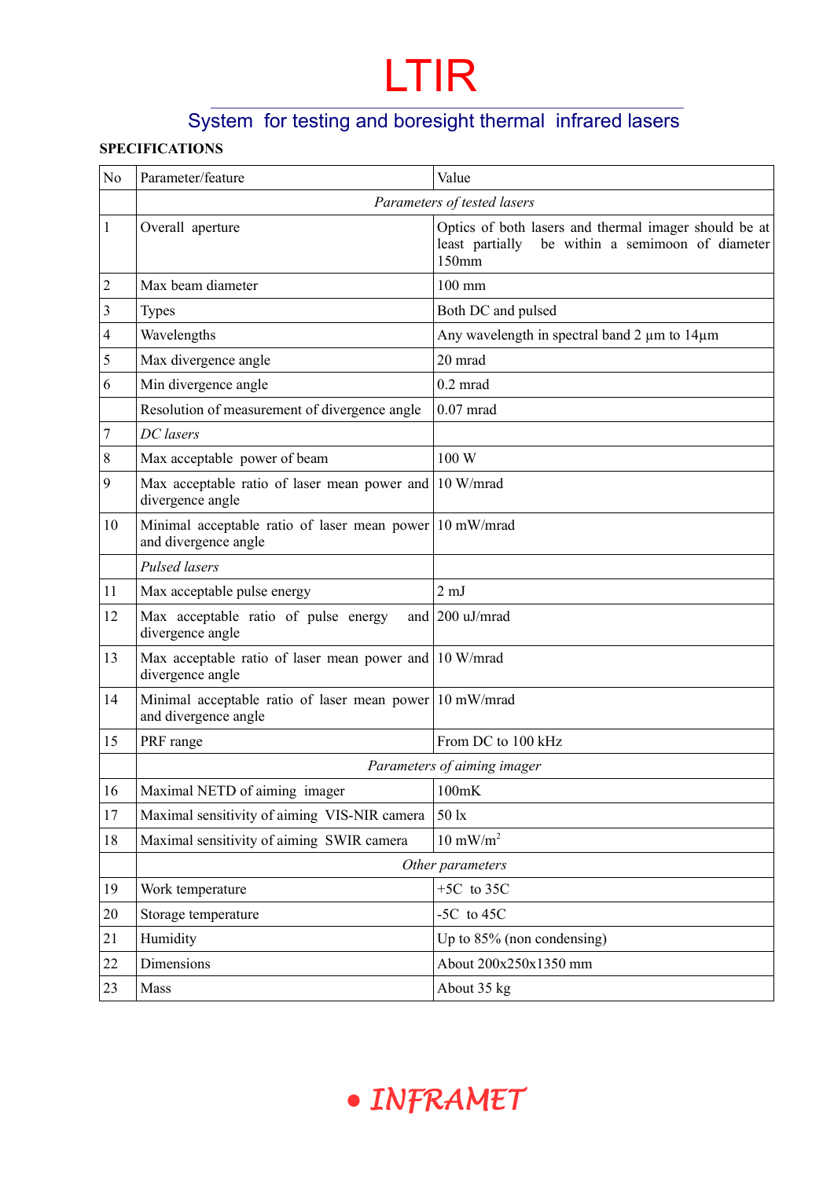# LTIR

## System for testing and boresight thermal infrared lasers

**SPECIFICATIONS**

| No | Parameter/feature | Value |
|---|---|---|
| | *Parameters of tested lasers* | |
| 1 | Overall aperture | Optics of both lasers and thermal imager should be at least partially be within a semimoon of diameter 150mm |
| 2 | Max beam diameter | 100 mm |
| 3 | Types | Both DC and pulsed |
| 4 | Wavelengths | Any wavelength in spectral band 2 μm to 14μm |
| 5 | Max divergence angle | 20 mrad |
| 6 | Min divergence angle | 0.2 mrad |
| | Resolution of measurement of divergence angle | 0.07 mrad |
| 7 | *DC lasers* | |
| 8 | Max acceptable power of beam | 100 W |
| 9 | Max acceptable ratio of laser mean power and divergence angle | 10 W/mrad |
| 10 | Minimal acceptable ratio of laser mean power and divergence angle | 10 mW/mrad |
| | *Pulsed lasers* | |
| 11 | Max acceptable pulse energy | 2 mJ |
| 12 | Max acceptable ratio of pulse energy and divergence angle | 200 uJ/mrad |
| 13 | Max acceptable ratio of laser mean power and divergence angle | 10 W/mrad |
| 14 | Minimal acceptable ratio of laser mean power and divergence angle | 10 mW/mrad |
| 15 | PRF range | From DC to 100 kHz |
| | *Parameters of aiming imager* | |
| 16 | Maximal NETD of aiming imager | 100mK |
| 17 | Maximal sensitivity of aiming VIS-NIR camera | 50 lx |
| 18 | Maximal sensitivity of aiming SWIR camera | 10 mW/m$^2$ |
| | *Other parameters* | |
| 19 | Work temperature | +5C to 35C |
| 20 | Storage temperature | -5C to 45C |
| 21 | Humidity | Up to 85% (non condensing) |
| 22 | Dimensions | About 200x250x1350 mm |
| 23 | Mass | About 35 kg |

• INFRAMET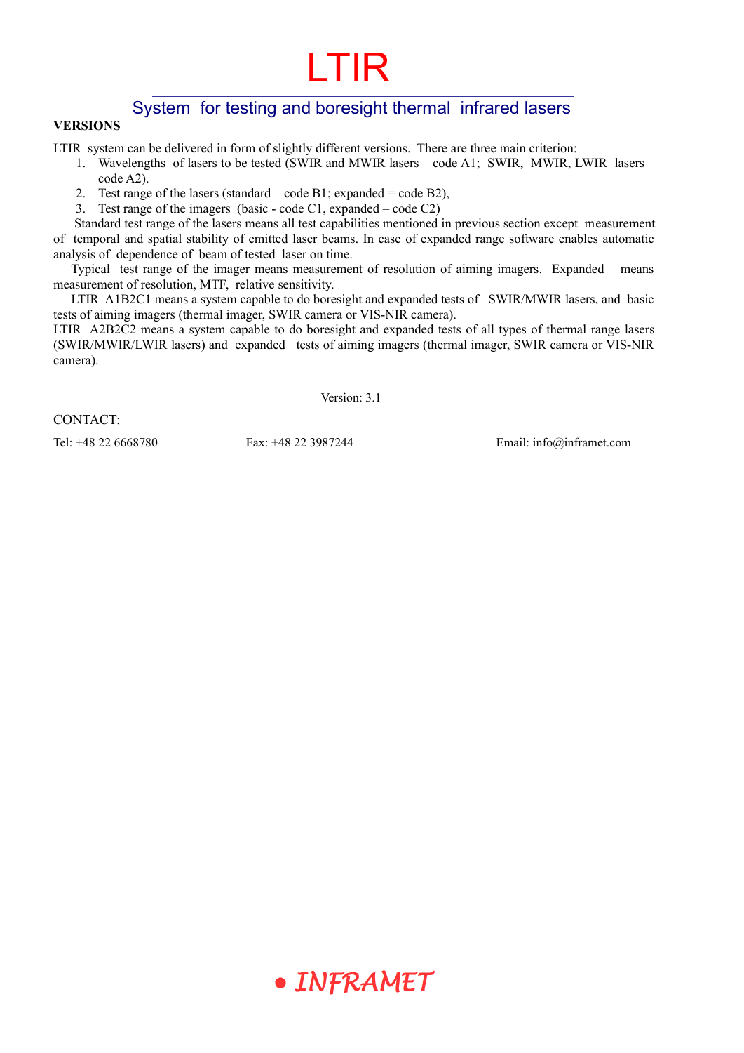# LTIR

## System for testing and boresight thermal infrared lasers

**VERSIONS**

LTIR system can be delivered in form of slightly different versions. There are three main criterion:

1. Wavelengths of lasers to be tested (SWIR and MWIR lasers – code A1; SWIR, MWIR, LWIR lasers – code A2).
2. Test range of the lasers (standard – code B1; expanded = code B2),
3. Test range of the imagers (basic - code C1, expanded – code C2)

Standard test range of the lasers means all test capabilities mentioned in previous section except measurement of temporal and spatial stability of emitted laser beams. In case of expanded range software enables automatic analysis of dependence of beam of tested laser on time.

Typical test range of the imager means measurement of resolution of aiming imagers. Expanded – means measurement of resolution, MTF, relative sensitivity.

LTIR A1B2C1 means a system capable to do boresight and expanded tests of SWIR/MWIR lasers, and basic tests of aiming imagers (thermal imager, SWIR camera or VIS-NIR camera).

LTIR A2B2C2 means a system capable to do boresight and expanded tests of all types of thermal range lasers (SWIR/MWIR/LWIR lasers) and expanded tests of aiming imagers (thermal imager, SWIR camera or VIS-NIR camera).

Version: 3.1

CONTACT:

Tel: +48 22 6668780 Fax: +48 22 3987244 Email: info@inframet.com

INFRAMET